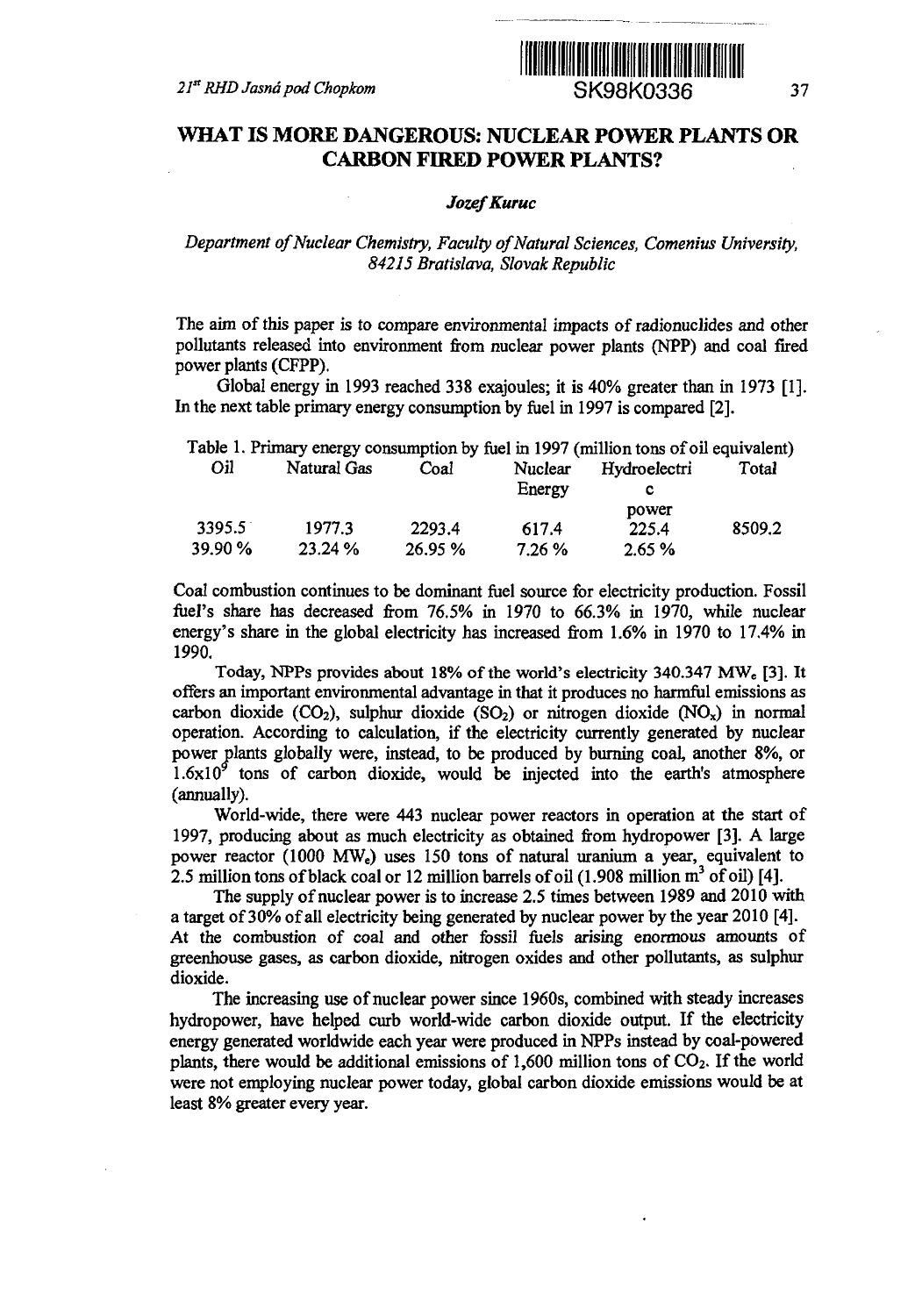# WHAT IS MORE DANGEROUS: NUCLEAR POWER PLANTS OR CARBON FIRED POWER PLANTS?

***Jozef Kuruc***

*Department of Nuclear Chemistry, Faculty of Natural Sciences, Comenius University, 84215 Bratislava, Slovak Republic*

The aim of this paper is to compare environmental impacts of radionuclides and other pollutants released into environment from nuclear power plants (NPP) and coal fired power plants (CFPP).

Global energy in 1993 reached 338 exajoules; it is 40% greater than in 1973 [1]. In the next table primary energy consumption by fuel in 1997 is compared [2].

Table 1. Primary energy consumption by fuel in 1997 (million tons of oil equivalent)

| Oil | Natural Gas | Coal | Nuclear Energy | Hydroelectric power | Total |
|---|---|---|---|---|---|
| 3395.5 | 1977.3 | 2293.4 | 617.4 | 225.4 | 8509.2 |
| 39.90 % | 23.24 % | 26.95 % | 7.26 % | 2.65 % | |

Coal combustion continues to be dominant fuel source for electricity production. Fossil fuel's share has decreased from 76.5% in 1970 to 66.3% in 1970, while nuclear energy's share in the global electricity has increased from 1.6% in 1970 to 17.4% in 1990.

Today, NPPs provides about 18% of the world's electricity 340.347 $MW_e$ [3]. It offers an important environmental advantage in that it produces no harmful emissions as carbon dioxide ($CO_2$), sulphur dioxide ($SO_2$) or nitrogen dioxide ($NO_x$) in normal operation. According to calculation, if the electricity currently generated by nuclear power plants globally were, instead, to be produced by burning coal, another 8%, or $1.6 \times 10^9$ tons of carbon dioxide, would be injected into the earth's atmosphere (annually).

World-wide, there were 443 nuclear power reactors in operation at the start of 1997, producing about as much electricity as obtained from hydropower [3]. A large power reactor (1000 $MW_e$) uses 150 tons of natural uranium a year, equivalent to 2.5 million tons of black coal or 12 million barrels of oil (1.908 million $m^3$ of oil) [4].

The supply of nuclear power is to increase 2.5 times between 1989 and 2010 with a target of 30% of all electricity being generated by nuclear power by the year 2010 [4]. At the combustion of coal and other fossil fuels arising enormous amounts of greenhouse gases, as carbon dioxide, nitrogen oxides and other pollutants, as sulphur dioxide.

The increasing use of nuclear power since 1960s, combined with steady increases hydropower, have helped curb world-wide carbon dioxide output. If the electricity energy generated worldwide each year were produced in NPPs instead by coal-powered plants, there would be additional emissions of 1,600 million tons of $CO_2$. If the world were not employing nuclear power today, global carbon dioxide emissions would be at least 8% greater every year.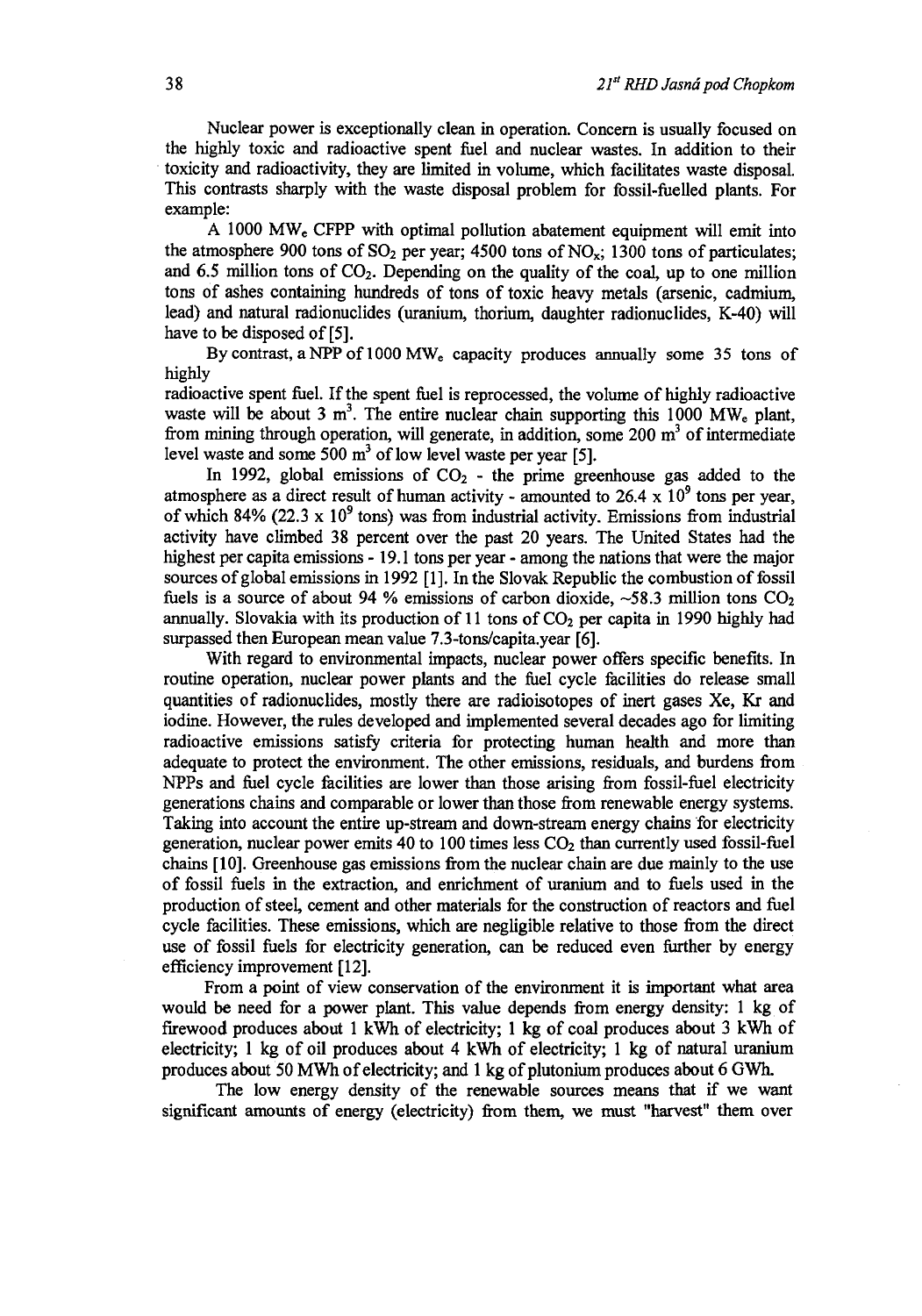Nuclear power is exceptionally clean in operation. Concern is usually focused on the highly toxic and radioactive spent fuel and nuclear wastes. In addition to their toxicity and radioactivity, they are limited in volume, which facilitates waste disposal. This contrasts sharply with the waste disposal problem for fossil-fuelled plants. For example:

A 1000 $MW_e$ CFPP with optimal pollution abatement equipment will emit into the atmosphere 900 tons of $SO_2$ per year; 4500 tons of $NO_x$; 1300 tons of particulates; and 6.5 million tons of $CO_2$. Depending on the quality of the coal, up to one million tons of ashes containing hundreds of tons of toxic heavy metals (arsenic, cadmium, lead) and natural radionuclides (uranium, thorium, daughter radionuclides, K-40) will have to be disposed of [5].

By contrast, a NPP of 1000 $MW_e$ capacity produces annually some 35 tons of highly radioactive spent fuel. If the spent fuel is reprocessed, the volume of highly radioactive waste will be about 3 $m^3$. The entire nuclear chain supporting this 1000 $MW_e$ plant, from mining through operation, will generate, in addition, some 200 $m^3$ of intermediate level waste and some 500 $m^3$ of low level waste per year [5].

In 1992, global emissions of $CO_2$ - the prime greenhouse gas added to the atmosphere as a direct result of human activity - amounted to 26.4 x $10^9$ tons per year, of which 84% (22.3 x $10^9$ tons) was from industrial activity. Emissions from industrial activity have climbed 38 percent over the past 20 years. The United States had the highest per capita emissions - 19.1 tons per year - among the nations that were the major sources of global emissions in 1992 [1]. In the Slovak Republic the combustion of fossil fuels is a source of about 94 % emissions of carbon dioxide, ~58.3 million tons $CO_2$ annually. Slovakia with its production of 11 tons of $CO_2$ per capita in 1990 highly had surpassed then European mean value 7.3-tons/capita.year [6].

With regard to environmental impacts, nuclear power offers specific benefits. In routine operation, nuclear power plants and the fuel cycle facilities do release small quantities of radionuclides, mostly there are radioisotopes of inert gases Xe, Kr and iodine. However, the rules developed and implemented several decades ago for limiting radioactive emissions satisfy criteria for protecting human health and more than adequate to protect the environment. The other emissions, residuals, and burdens from NPPs and fuel cycle facilities are lower than those arising from fossil-fuel electricity generations chains and comparable or lower than those from renewable energy systems. Taking into account the entire up-stream and down-stream energy chains for electricity generation, nuclear power emits 40 to 100 times less $CO_2$ than currently used fossil-fuel chains [10]. Greenhouse gas emissions from the nuclear chain are due mainly to the use of fossil fuels in the extraction, and enrichment of uranium and to fuels used in the production of steel, cement and other materials for the construction of reactors and fuel cycle facilities. These emissions, which are negligible relative to those from the direct use of fossil fuels for electricity generation, can be reduced even further by energy efficiency improvement [12].

From a point of view conservation of the environment it is important what area would be need for a power plant. This value depends from energy density: 1 kg of firewood produces about 1 kWh of electricity; 1 kg of coal produces about 3 kWh of electricity; 1 kg of oil produces about 4 kWh of electricity; 1 kg of natural uranium produces about 50 MWh of electricity; and 1 kg of plutonium produces about 6 GWh.

The low energy density of the renewable sources means that if we want significant amounts of energy (electricity) from them, we must "harvest" them over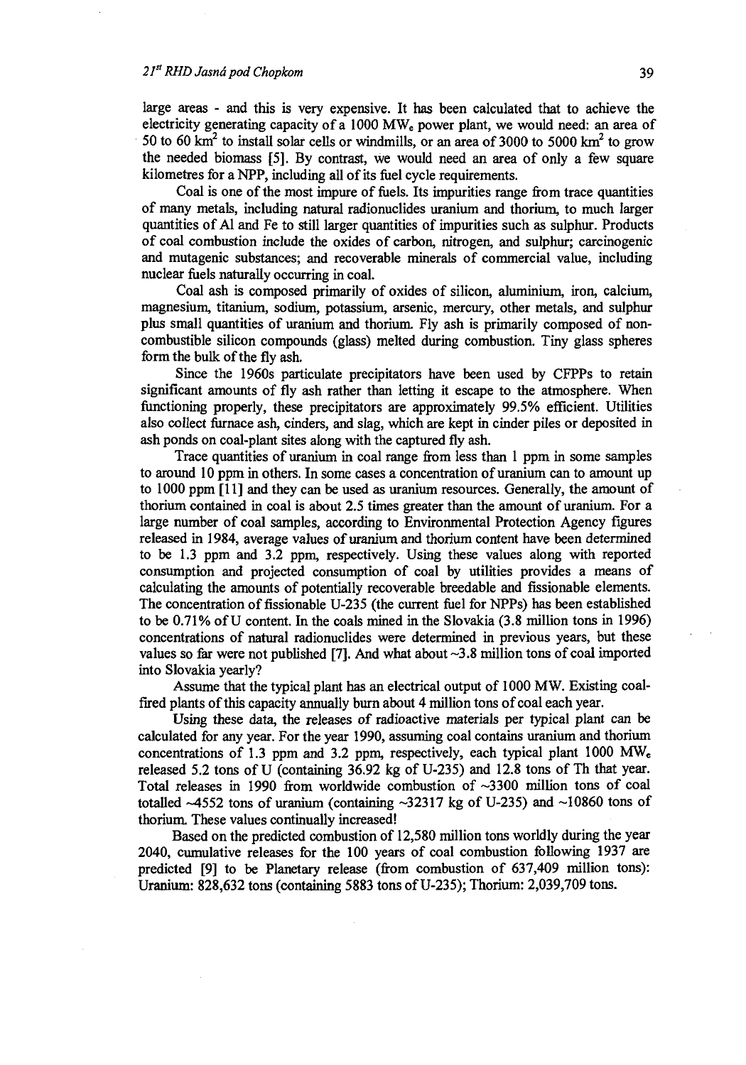large areas - and this is very expensive. It has been calculated that to achieve the electricity generating capacity of a 1000 $MW_e$ power plant, we would need: an area of 50 to 60 $km^2$ to install solar cells or windmills, or an area of 3000 to 5000 $km^2$ to grow the needed biomass [5]. By contrast, we would need an area of only a few square kilometres for a NPP, including all of its fuel cycle requirements.

Coal is one of the most impure of fuels. Its impurities range from trace quantities of many metals, including natural radionuclides uranium and thorium, to much larger quantities of Al and Fe to still larger quantities of impurities such as sulphur. Products of coal combustion include the oxides of carbon, nitrogen, and sulphur; carcinogenic and mutagenic substances; and recoverable minerals of commercial value, including nuclear fuels naturally occurring in coal.

Coal ash is composed primarily of oxides of silicon, aluminium, iron, calcium, magnesium, titanium, sodium, potassium, arsenic, mercury, other metals, and sulphur plus small quantities of uranium and thorium. Fly ash is primarily composed of non-combustible silicon compounds (glass) melted during combustion. Tiny glass spheres form the bulk of the fly ash.

Since the 1960s particulate precipitators have been used by CFPPs to retain significant amounts of fly ash rather than letting it escape to the atmosphere. When functioning properly, these precipitators are approximately 99.5% efficient. Utilities also collect furnace ash, cinders, and slag, which are kept in cinder piles or deposited in ash ponds on coal-plant sites along with the captured fly ash.

Trace quantities of uranium in coal range from less than 1 ppm in some samples to around 10 ppm in others. In some cases a concentration of uranium can to amount up to 1000 ppm [11] and they can be used as uranium resources. Generally, the amount of thorium contained in coal is about 2.5 times greater than the amount of uranium. For a large number of coal samples, according to Environmental Protection Agency figures released in 1984, average values of uranium and thorium content have been determined to be 1.3 ppm and 3.2 ppm, respectively. Using these values along with reported consumption and projected consumption of coal by utilities provides a means of calculating the amounts of potentially recoverable breedable and fissionable elements. The concentration of fissionable U-235 (the current fuel for NPPs) has been established to be 0.71% of U content. In the coals mined in the Slovakia (3.8 million tons in 1996) concentrations of natural radionuclides were determined in previous years, but these values so far were not published [7]. And what about ~3.8 million tons of coal imported into Slovakia yearly?

Assume that the typical plant has an electrical output of 1000 MW. Existing coal-fired plants of this capacity annually burn about 4 million tons of coal each year.

Using these data, the releases of radioactive materials per typical plant can be calculated for any year. For the year 1990, assuming coal contains uranium and thorium concentrations of 1.3 ppm and 3.2 ppm, respectively, each typical plant 1000 $MW_e$ released 5.2 tons of U (containing 36.92 kg of U-235) and 12.8 tons of Th that year. Total releases in 1990 from worldwide combustion of ~3300 million tons of coal totalled ~4552 tons of uranium (containing ~32317 kg of U-235) and ~10860 tons of thorium. These values continually increased!

Based on the predicted combustion of 12,580 million tons worldly during the year 2040, cumulative releases for the 100 years of coal combustion following 1937 are predicted [9] to be Planetary release (from combustion of 637,409 million tons): Uranium: 828,632 tons (containing 5883 tons of U-235); Thorium: 2,039,709 tons.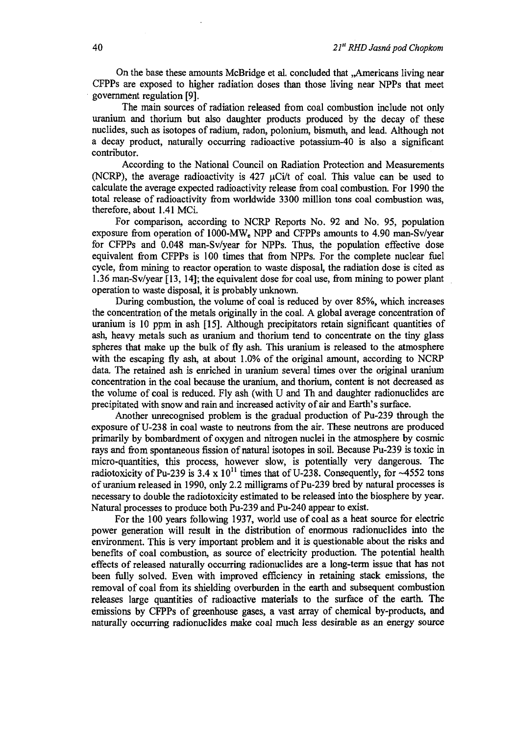On the base these amounts McBridge et al. concluded that „Americans living near CFPPs are exposed to higher radiation doses than those living near NPPs that meet government regulation [9].

The main sources of radiation released from coal combustion include not only uranium and thorium but also daughter products produced by the decay of these nuclides, such as isotopes of radium, radon, polonium, bismuth, and lead. Although not a decay product, naturally occurring radioactive potassium-40 is also a significant contributor.

According to the National Council on Radiation Protection and Measurements (NCRP), the average radioactivity is 427 μCi/t of coal. This value can be used to calculate the average expected radioactivity release from coal combustion. For 1990 the total release of radioactivity from worldwide 3300 million tons coal combustion was, therefore, about 1.41 MCi.

For comparison, according to NCRP Reports No. 92 and No. 95, population exposure from operation of 1000-MW$_e$ NPP and CFPPs amounts to 4.90 man-Sv/year for CFPPs and 0.048 man-Sv/year for NPPs. Thus, the population effective dose equivalent from CFPPs is 100 times that from NPPs. For the complete nuclear fuel cycle, from mining to reactor operation to waste disposal, the radiation dose is cited as 1.36 man-Sv/year [13, 14]; the equivalent dose for coal use, from mining to power plant operation to waste disposal, it is probably unknown.

During combustion, the volume of coal is reduced by over 85%, which increases the concentration of the metals originally in the coal. A global average concentration of uranium is 10 ppm in ash [15]. Although precipitators retain significant quantities of ash, heavy metals such as uranium and thorium tend to concentrate on the tiny glass spheres that make up the bulk of fly ash. This uranium is released to the atmosphere with the escaping fly ash, at about 1.0% of the original amount, according to NCRP data. The retained ash is enriched in uranium several times over the original uranium concentration in the coal because the uranium, and thorium, content is not decreased as the volume of coal is reduced. Fly ash (with U and Th and daughter radionuclides are precipitated with snow and rain and increased activity of air and Earth's surface.

Another unrecognised problem is the gradual production of Pu-239 through the exposure of U-238 in coal waste to neutrons from the air. These neutrons are produced primarily by bombardment of oxygen and nitrogen nuclei in the atmosphere by cosmic rays and from spontaneous fission of natural isotopes in soil. Because Pu-239 is toxic in micro-quantities, this process, however slow, is potentially very dangerous. The radiotoxicity of Pu-239 is $3.4 \times 10^{11}$ times that of U-238. Consequently, for ~4552 tons of uranium released in 1990, only 2.2 milligrams of Pu-239 bred by natural processes is necessary to double the radiotoxicity estimated to be released into the biosphere by year. Natural processes to produce both Pu-239 and Pu-240 appear to exist.

For the 100 years following 1937, world use of coal as a heat source for electric power generation will result in the distribution of enormous radionuclides into the environment. This is very important problem and it is questionable about the risks and benefits of coal combustion, as source of electricity production. The potential health effects of released naturally occurring radionuclides are a long-term issue that has not been fully solved. Even with improved efficiency in retaining stack emissions, the removal of coal from its shielding overburden in the earth and subsequent combustion releases large quantities of radioactive materials to the surface of the earth. The emissions by CFPPs of greenhouse gases, a vast array of chemical by-products, and naturally occurring radionuclides make coal much less desirable as an energy source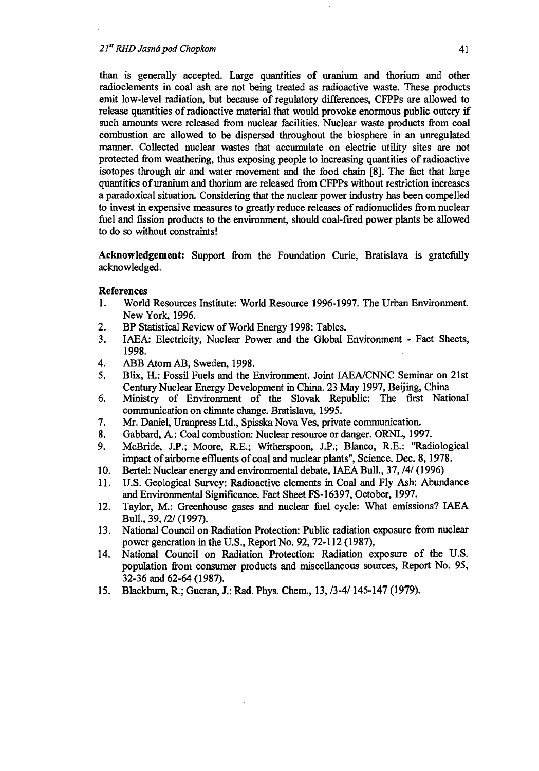than is generally accepted. Large quantities of uranium and thorium and other radioelements in coal ash are not being treated as radioactive waste. These products emit low-level radiation, but because of regulatory differences, CFPPs are allowed to release quantities of radioactive material that would provoke enormous public outcry if such amounts were released from nuclear facilities. Nuclear waste products from coal combustion are allowed to be dispersed throughout the biosphere in an unregulated manner. Collected nuclear wastes that accumulate on electric utility sites are not protected from weathering, thus exposing people to increasing quantities of radioactive isotopes through air and water movement and the food chain [8]. The fact that large quantities of uranium and thorium are released from CFPPs without restriction increases a paradoxical situation. Considering that the nuclear power industry has been compelled to invest in expensive measures to greatly reduce releases of radionuclides from nuclear fuel and fission products to the environment, should coal-fired power plants be allowed to do so without constraints!

**Acknowledgement:** Support from the Foundation Curie, Bratislava is gratefully acknowledged.

**References**

1. World Resources Institute: World Resource 1996-1997. The Urban Environment. New York, 1996.
2. BP Statistical Review of World Energy 1998: Tables.
3. IAEA: Electricity, Nuclear Power and the Global Environment - Fact Sheets, 1998.
4. ABB Atom AB, Sweden, 1998.
5. Blix, H.: Fossil Fuels and the Environment. Joint IAEA/CNNC Seminar on 21st Century Nuclear Energy Development in China. 23 May 1997, Beijing, China
6. Ministry of Environment of the Slovak Republic: The first National communication on climate change. Bratislava, 1995.
7. Mr. Daniel, Uranpress Ltd., Spisska Nova Ves, private communication.
8. Gabbard, A.: Coal combustion: Nuclear resource or danger. ORNL, 1997.
9. McBride, J.P.; Moore, R.E.; Witherspoon, J.P.; Blanco, R.E.: "Radiological impact of airborne effluents of coal and nuclear plants", Science. Dec. 8, 1978.
10. Bertel: Nuclear energy and environmental debate, IAEA Bull., 37, /4/ (1996)
11. U.S. Geological Survey: Radioactive elements in Coal and Fly Ash: Abundance and Environmental Significance. Fact Sheet FS-16397, October, 1997.
12. Taylor, M.: Greenhouse gases and nuclear fuel cycle: What emissions? IAEA Bull., 39, /2/ (1997).
13. National Council on Radiation Protection: Public radiation exposure from nuclear power generation in the U.S., Report No. 92, 72-112 (1987),
14. National Council on Radiation Protection: Radiation exposure of the U.S. population from consumer products and miscellaneous sources, Report No. 95, 32-36 and 62-64 (1987).
15. Blackburn, R.; Gueran, J.: Rad. Phys. Chem., 13, /3-4/ 145-147 (1979).